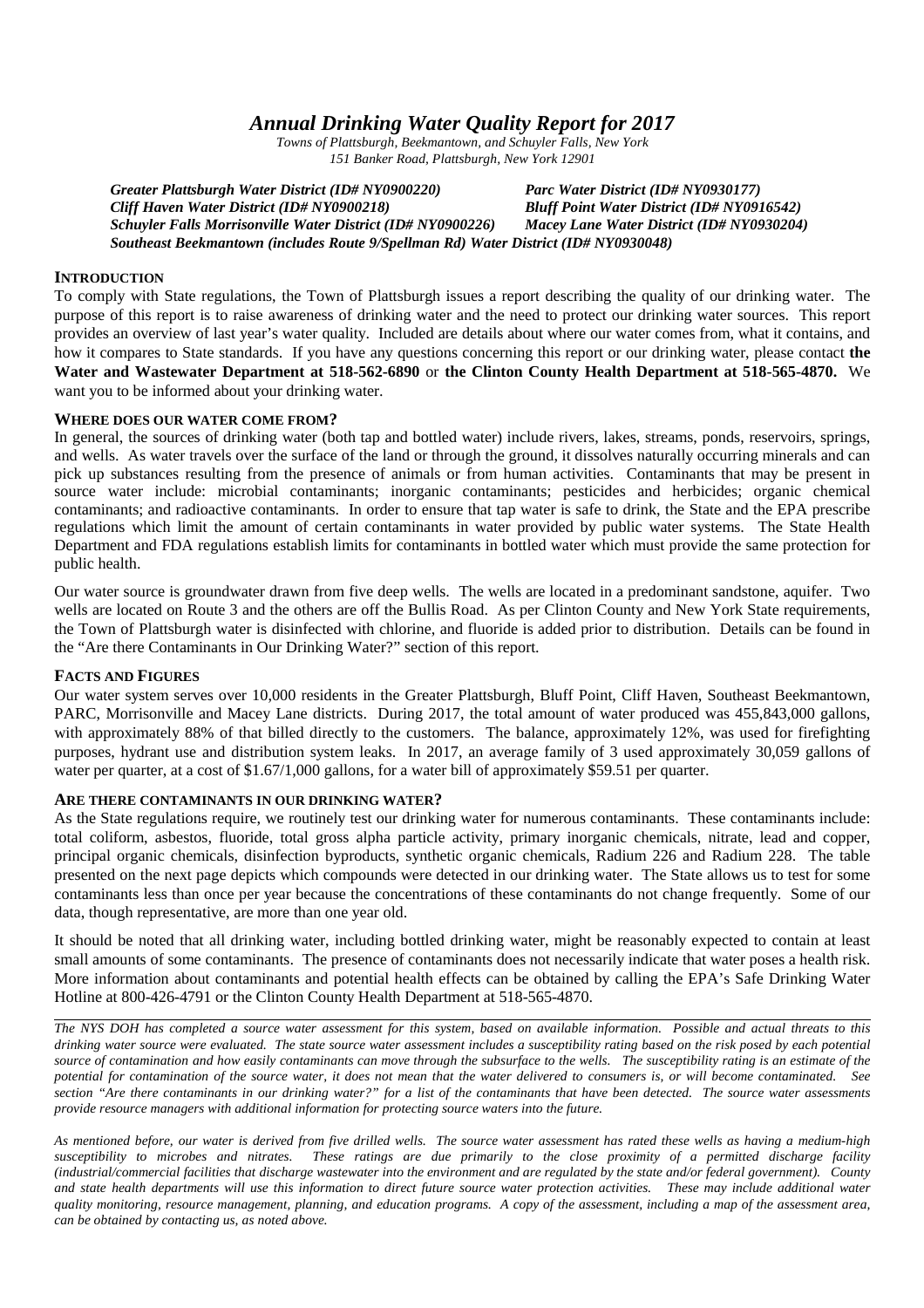# *Annual Drinking Water Quality Report for 2017*

*Towns of Plattsburgh, Beekmantown, and Schuyler Falls, New York*
*151 Banker Road, Plattsburgh, New York 12901*

***Greater Plattsburgh Water District (ID# NY0900220)***
***Parc Water District (ID# NY0930177)***
***Cliff Haven Water District (ID# NY0900218)***
***Bluff Point Water District (ID# NY0916542)***
***Schuyler Falls Morrisonville Water District (ID# NY0900226)***
***Macey Lane Water District (ID# NY0930204)***
***Southeast Beekmantown (includes Route 9/Spellman Rd) Water District (ID# NY0930048)***

## INTRODUCTION

To comply with State regulations, the Town of Plattsburgh issues a report describing the quality of our drinking water. The purpose of this report is to raise awareness of drinking water and the need to protect our drinking water sources. This report provides an overview of last year's water quality. Included are details about where our water comes from, what it contains, and how it compares to State standards. If you have any questions concerning this report or our drinking water, please contact **the Water and Wastewater Department at 518-562-6890** or **the Clinton County Health Department at 518-565-4870.** We want you to be informed about your drinking water.

## WHERE DOES OUR WATER COME FROM?

In general, the sources of drinking water (both tap and bottled water) include rivers, lakes, streams, ponds, reservoirs, springs, and wells. As water travels over the surface of the land or through the ground, it dissolves naturally occurring minerals and can pick up substances resulting from the presence of animals or from human activities. Contaminants that may be present in source water include: microbial contaminants; inorganic contaminants; pesticides and herbicides; organic chemical contaminants; and radioactive contaminants. In order to ensure that tap water is safe to drink, the State and the EPA prescribe regulations which limit the amount of certain contaminants in water provided by public water systems. The State Health Department and FDA regulations establish limits for contaminants in bottled water which must provide the same protection for public health.

Our water source is groundwater drawn from five deep wells. The wells are located in a predominant sandstone, aquifer. Two wells are located on Route 3 and the others are off the Bullis Road. As per Clinton County and New York State requirements, the Town of Plattsburgh water is disinfected with chlorine, and fluoride is added prior to distribution. Details can be found in the "Are there Contaminants in Our Drinking Water?" section of this report.

## FACTS AND FIGURES

Our water system serves over 10,000 residents in the Greater Plattsburgh, Bluff Point, Cliff Haven, Southeast Beekmantown, PARC, Morrisonville and Macey Lane districts. During 2017, the total amount of water produced was 455,843,000 gallons, with approximately 88% of that billed directly to the customers. The balance, approximately 12%, was used for firefighting purposes, hydrant use and distribution system leaks. In 2017, an average family of 3 used approximately 30,059 gallons of water per quarter, at a cost of \$1.67/1,000 gallons, for a water bill of approximately \$59.51 per quarter.

## ARE THERE CONTAMINANTS IN OUR DRINKING WATER?

As the State regulations require, we routinely test our drinking water for numerous contaminants. These contaminants include: total coliform, asbestos, fluoride, total gross alpha particle activity, primary inorganic chemicals, nitrate, lead and copper, principal organic chemicals, disinfection byproducts, synthetic organic chemicals, Radium 226 and Radium 228. The table presented on the next page depicts which compounds were detected in our drinking water. The State allows us to test for some contaminants less than once per year because the concentrations of these contaminants do not change frequently. Some of our data, though representative, are more than one year old.

It should be noted that all drinking water, including bottled drinking water, might be reasonably expected to contain at least small amounts of some contaminants. The presence of contaminants does not necessarily indicate that water poses a health risk. More information about contaminants and potential health effects can be obtained by calling the EPA's Safe Drinking Water Hotline at 800-426-4791 or the Clinton County Health Department at 518-565-4870.

---

*The NYS DOH has completed a source water assessment for this system, based on available information. Possible and actual threats to this drinking water source were evaluated. The state source water assessment includes a susceptibility rating based on the risk posed by each potential source of contamination and how easily contaminants can move through the subsurface to the wells. The susceptibility rating is an estimate of the potential for contamination of the source water, it does not mean that the water delivered to consumers is, or will become contaminated. See section "Are there contaminants in our drinking water?" for a list of the contaminants that have been detected. The source water assessments provide resource managers with additional information for protecting source waters into the future.*

*As mentioned before, our water is derived from five drilled wells. The source water assessment has rated these wells as having a medium-high susceptibility to microbes and nitrates. These ratings are due primarily to the close proximity of a permitted discharge facility (industrial/commercial facilities that discharge wastewater into the environment and are regulated by the state and/or federal government). County and state health departments will use this information to direct future source water protection activities. These may include additional water quality monitoring, resource management, planning, and education programs. A copy of the assessment, including a map of the assessment area, can be obtained by contacting us, as noted above.*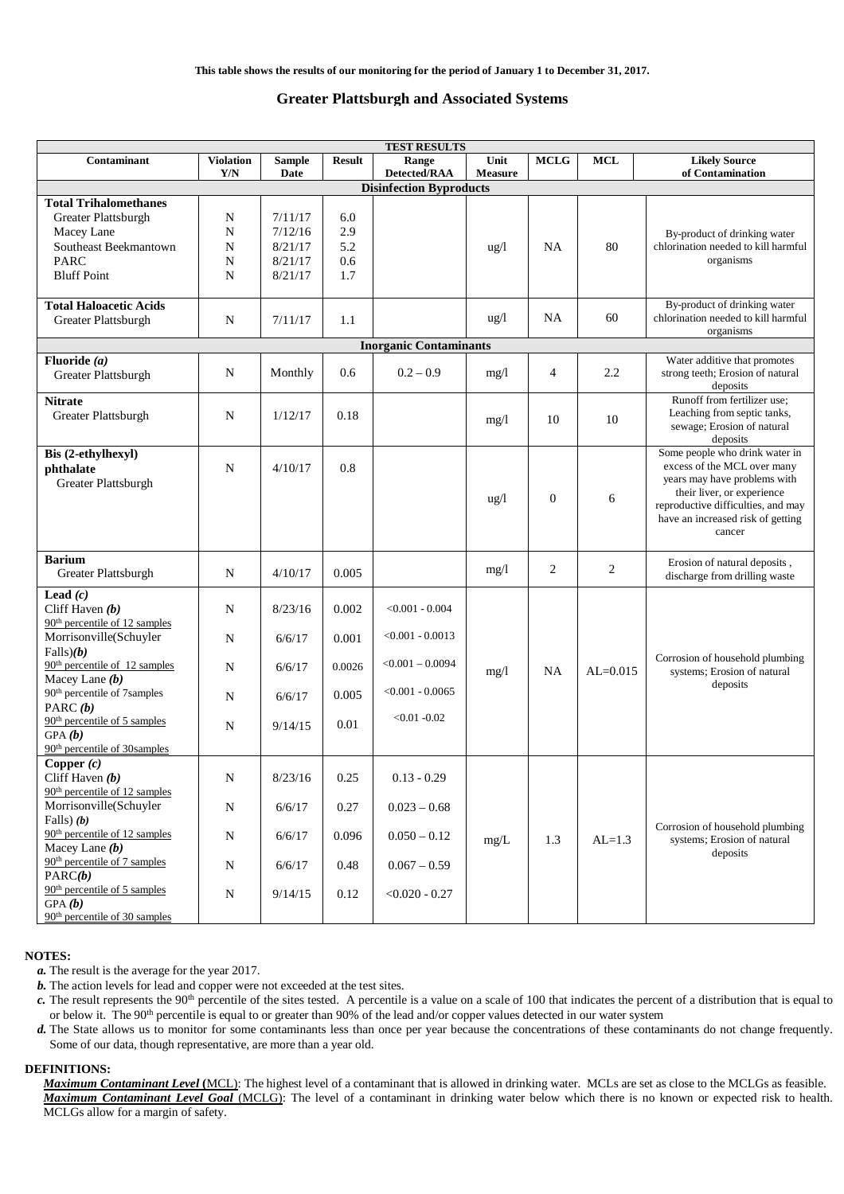**This table shows the results of our monitoring for the period of January 1 to December 31, 2017.**

## Greater Plattsburgh and Associated Systems

| TEST RESULTS | | | | | | | | |
|---|---|---|---|---|---|---|---|---|
| **Contaminant** | **Violation Y/N** | **Sample Date** | **Result** | **Range Detected/RAA** | **Unit Measure** | **MCLG** | **MCL** | **Likely Source of Contamination** |
| **Disinfection Byproducts** | | | | | | | | |
| **Total Trihalomethanes** | | | | | | | | |
| Greater Plattsburgh | N | 7/11/17 | 6.0 | | ug/l | NA | 80 | By-product of drinking water chlorination needed to kill harmful organisms |
| Macey Lane | N | 7/12/16 | 2.9 | | | | | |
| Southeast Beekmantown | N | 8/21/17 | 5.2 | | | | | |
| PARC | N | 8/21/17 | 0.6 | | | | | |
| Bluff Point | N | 8/21/17 | 1.7 | | | | | |
| **Total Haloacetic Acids** Greater Plattsburgh | N | 7/11/17 | 1.1 | | ug/l | NA | 60 | By-product of drinking water chlorination needed to kill harmful organisms |
| **Inorganic Contaminants** | | | | | | | | |
| **Fluoride *(a)*** Greater Plattsburgh | N | Monthly | 0.6 | 0.2 – 0.9 | mg/l | 4 | 2.2 | Water additive that promotes strong teeth; Erosion of natural deposits |
| **Nitrate** Greater Plattsburgh | N | 1/12/17 | 0.18 | | mg/l | 10 | 10 | Runoff from fertilizer use; Leaching from septic tanks, sewage; Erosion of natural deposits |
| **Bis (2-ethylhexyl) phthalate** Greater Plattsburgh | N | 4/10/17 | 0.8 | | ug/l | 0 | 6 | Some people who drink water in excess of the MCL over many years may have problems with their liver, or experience reproductive difficulties, and may have an increased risk of getting cancer |
| **Barium** Greater Plattsburgh | N | 4/10/17 | 0.005 | | mg/l | 2 | 2 | Erosion of natural deposits , discharge from drilling waste |
| **Lead *(c)*** | | | | | mg/l | NA | AL=0.015 | Corrosion of household plumbing systems; Erosion of natural deposits |
| Cliff Haven ***(b)*** 90th percentile of 12 samples | N | 8/23/16 | 0.002 | <0.001 - 0.004 | | | | |
| Morrisonville(Schuyler Falls)***(b)*** 90th percentile of 12 samples | N | 6/6/17 | 0.001 | <0.001 - 0.0013 | | | | |
| Macey Lane ***(b)*** 90th percentile of 7samples | N | 6/6/17 | 0.0026 | <0.001 – 0.0094 | | | | |
| PARC ***(b)*** 90th percentile of 5 samples | N | 6/6/17 | 0.005 | <0.001 - 0.0065 | | | | |
| GPA ***(b)*** 90th percentile of 30samples | N | 9/14/15 | 0.01 | <0.01 -0.02 | | | | |
| **Copper *(c)*** | | | | | mg/L | 1.3 | AL=1.3 | Corrosion of household plumbing systems; Erosion of natural deposits |
| Cliff Haven ***(b)*** 90th percentile of 12 samples | N | 8/23/16 | 0.25 | 0.13 - 0.29 | | | | |
| Morrisonville(Schuyler Falls) ***(b)*** 90th percentile of 12 samples | N | 6/6/17 | 0.27 | 0.023 – 0.68 | | | | |
| Macey Lane ***(b)*** 90th percentile of 7 samples | N | 6/6/17 | 0.096 | 0.050 – 0.12 | | | | |
| PARC***(b)*** 90th percentile of 5 samples | N | 6/6/17 | 0.48 | 0.067 – 0.59 | | | | |
| GPA ***(b)*** 90th percentile of 30 samples | N | 9/14/15 | 0.12 | <0.020 - 0.27 | | | | |

**NOTES:**

***a.*** The result is the average for the year 2017.

***b.*** The action levels for lead and copper were not exceeded at the test sites.

***c.*** The result represents the 90th percentile of the sites tested. A percentile is a value on a scale of 100 that indicates the percent of a distribution that is equal to or below it. The 90th percentile is equal to or greater than 90% of the lead and/or copper values detected in our water system

***d.*** The State allows us to monitor for some contaminants less than once per year because the concentrations of these contaminants do not change frequently. Some of our data, though representative, are more than a year old.

**DEFINITIONS:**

***Maximum Contaminant Level*** **(MCL)**: The highest level of a contaminant that is allowed in drinking water. MCLs are set as close to the MCLGs as feasible.

***Maximum Contaminant Level Goal*** (MCLG): The level of a contaminant in drinking water below which there is no known or expected risk to health. MCLGs allow for a margin of safety.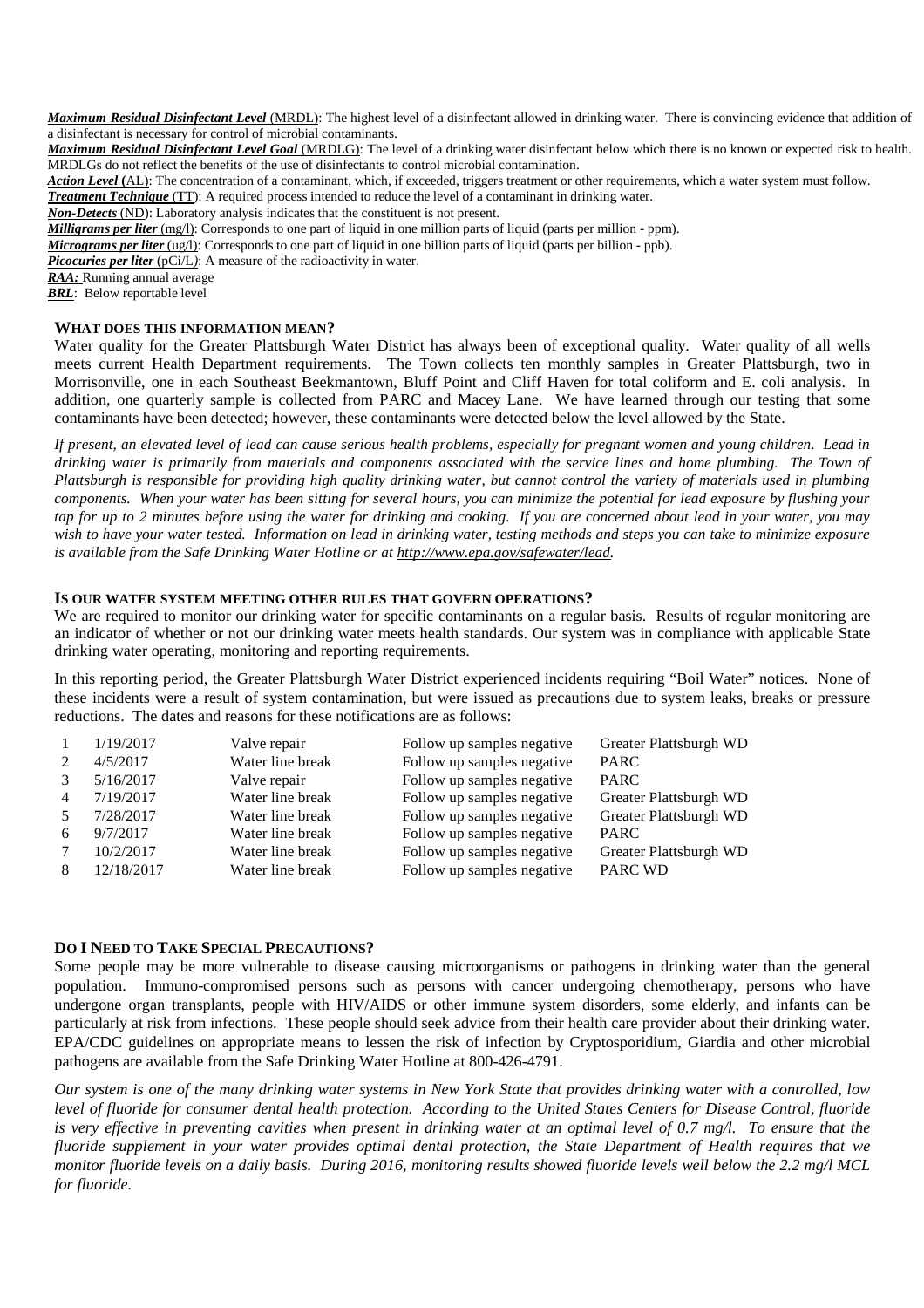***Maximum Residual Disinfectant Level*** (MRDL): The highest level of a disinfectant allowed in drinking water. There is convincing evidence that addition of a disinfectant is necessary for control of microbial contaminants.

***Maximum Residual Disinfectant Level Goal*** (MRDLG): The level of a drinking water disinfectant below which there is no known or expected risk to health. MRDLGs do not reflect the benefits of the use of disinfectants to control microbial contamination.

***Action Level*** (AL): The concentration of a contaminant, which, if exceeded, triggers treatment or other requirements, which a water system must follow.

***Treatment Technique*** (TT): A required process intended to reduce the level of a contaminant in drinking water.

***Non-Detects*** (ND): Laboratory analysis indicates that the constituent is not present.

***Milligrams per liter*** (mg/l): Corresponds to one part of liquid in one million parts of liquid (parts per million - ppm).

***Micrograms per liter*** (ug/l): Corresponds to one part of liquid in one billion parts of liquid (parts per billion - ppb).

***Picocuries per liter*** (pCi/L): A measure of the radioactivity in water.

***RAA:*** Running annual average

***BRL***: Below reportable level

### WHAT DOES THIS INFORMATION MEAN?

Water quality for the Greater Plattsburgh Water District has always been of exceptional quality. Water quality of all wells meets current Health Department requirements. The Town collects ten monthly samples in Greater Plattsburgh, two in Morrisonville, one in each Southeast Beekmantown, Bluff Point and Cliff Haven for total coliform and E. coli analysis. In addition, one quarterly sample is collected from PARC and Macey Lane. We have learned through our testing that some contaminants have been detected; however, these contaminants were detected below the level allowed by the State.

*If present, an elevated level of lead can cause serious health problems, especially for pregnant women and young children. Lead in drinking water is primarily from materials and components associated with the service lines and home plumbing. The Town of Plattsburgh is responsible for providing high quality drinking water, but cannot control the variety of materials used in plumbing components. When your water has been sitting for several hours, you can minimize the potential for lead exposure by flushing your tap for up to 2 minutes before using the water for drinking and cooking. If you are concerned about lead in your water, you may wish to have your water tested. Information on lead in drinking water, testing methods and steps you can take to minimize exposure is available from the Safe Drinking Water Hotline or at http://www.epa.gov/safewater/lead.*

### IS OUR WATER SYSTEM MEETING OTHER RULES THAT GOVERN OPERATIONS?

We are required to monitor our drinking water for specific contaminants on a regular basis. Results of regular monitoring are an indicator of whether or not our drinking water meets health standards. Our system was in compliance with applicable State drinking water operating, monitoring and reporting requirements.

In this reporting period, the Greater Plattsburgh Water District experienced incidents requiring "Boil Water" notices. None of these incidents were a result of system contamination, but were issued as precautions due to system leaks, breaks or pressure reductions. The dates and reasons for these notifications are as follows:

| | | | | |
|---|---|---|---|---|
| 1 | 1/19/2017 | Valve repair | Follow up samples negative | Greater Plattsburgh WD |
| 2 | 4/5/2017 | Water line break | Follow up samples negative | PARC |
| 3 | 5/16/2017 | Valve repair | Follow up samples negative | PARC |
| 4 | 7/19/2017 | Water line break | Follow up samples negative | Greater Plattsburgh WD |
| 5 | 7/28/2017 | Water line break | Follow up samples negative | Greater Plattsburgh WD |
| 6 | 9/7/2017 | Water line break | Follow up samples negative | PARC |
| 7 | 10/2/2017 | Water line break | Follow up samples negative | Greater Plattsburgh WD |
| 8 | 12/18/2017 | Water line break | Follow up samples negative | PARC WD |

### DO I NEED TO TAKE SPECIAL PRECAUTIONS?

Some people may be more vulnerable to disease causing microorganisms or pathogens in drinking water than the general population. Immuno-compromised persons such as persons with cancer undergoing chemotherapy, persons who have undergone organ transplants, people with HIV/AIDS or other immune system disorders, some elderly, and infants can be particularly at risk from infections. These people should seek advice from their health care provider about their drinking water. EPA/CDC guidelines on appropriate means to lessen the risk of infection by Cryptosporidium, Giardia and other microbial pathogens are available from the Safe Drinking Water Hotline at 800-426-4791.

*Our system is one of the many drinking water systems in New York State that provides drinking water with a controlled, low level of fluoride for consumer dental health protection. According to the United States Centers for Disease Control, fluoride is very effective in preventing cavities when present in drinking water at an optimal level of 0.7 mg/l. To ensure that the fluoride supplement in your water provides optimal dental protection, the State Department of Health requires that we monitor fluoride levels on a daily basis. During 2016, monitoring results showed fluoride levels well below the 2.2 mg/l MCL for fluoride.*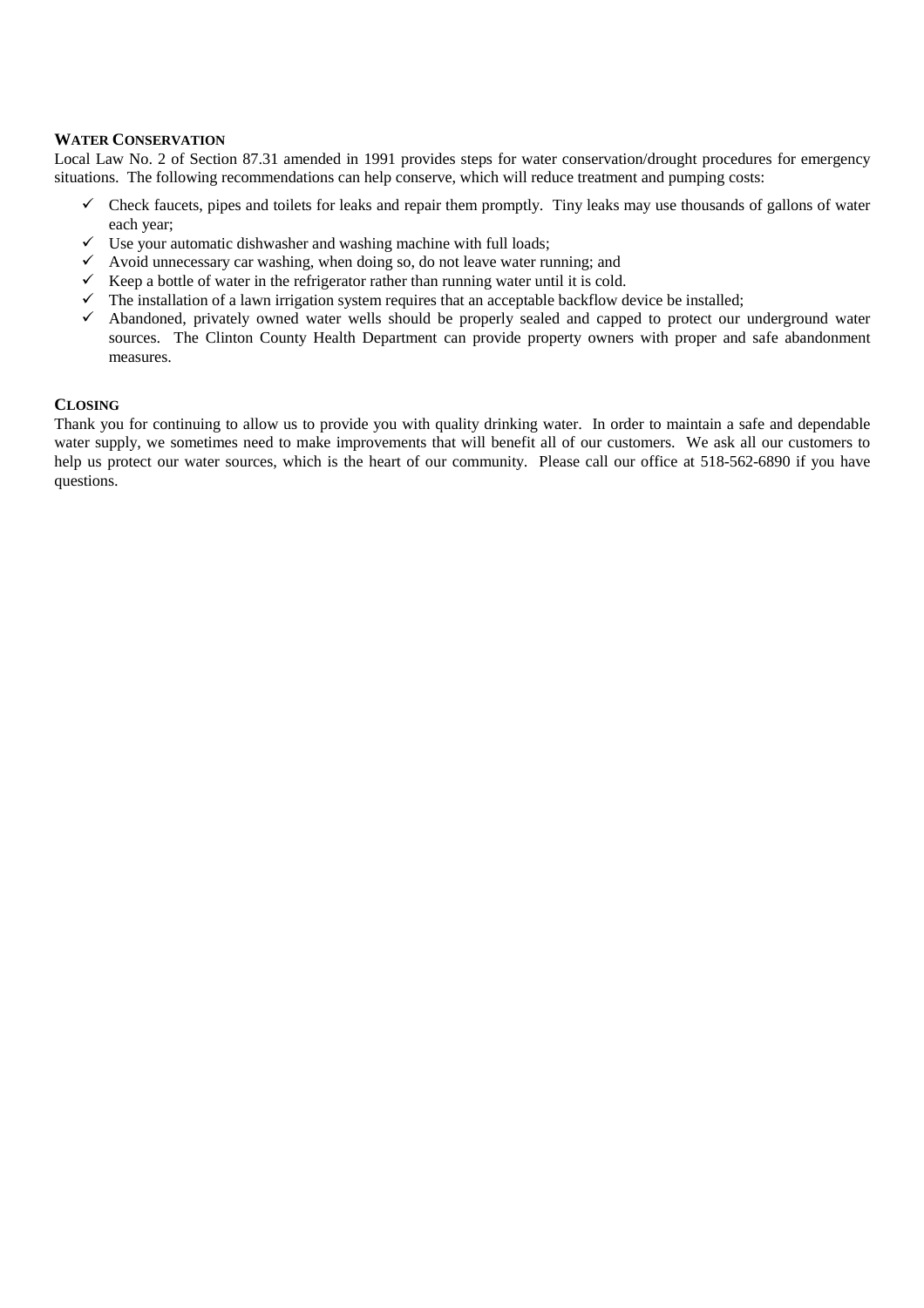## WATER CONSERVATION

Local Law No. 2 of Section 87.31 amended in 1991 provides steps for water conservation/drought procedures for emergency situations. The following recommendations can help conserve, which will reduce treatment and pumping costs:

- ✓ Check faucets, pipes and toilets for leaks and repair them promptly. Tiny leaks may use thousands of gallons of water each year;
- ✓ Use your automatic dishwasher and washing machine with full loads;
- ✓ Avoid unnecessary car washing, when doing so, do not leave water running; and
- ✓ Keep a bottle of water in the refrigerator rather than running water until it is cold.
- ✓ The installation of a lawn irrigation system requires that an acceptable backflow device be installed;
- ✓ Abandoned, privately owned water wells should be properly sealed and capped to protect our underground water sources. The Clinton County Health Department can provide property owners with proper and safe abandonment measures.

## CLOSING

Thank you for continuing to allow us to provide you with quality drinking water. In order to maintain a safe and dependable water supply, we sometimes need to make improvements that will benefit all of our customers. We ask all our customers to help us protect our water sources, which is the heart of our community. Please call our office at 518-562-6890 if you have questions.